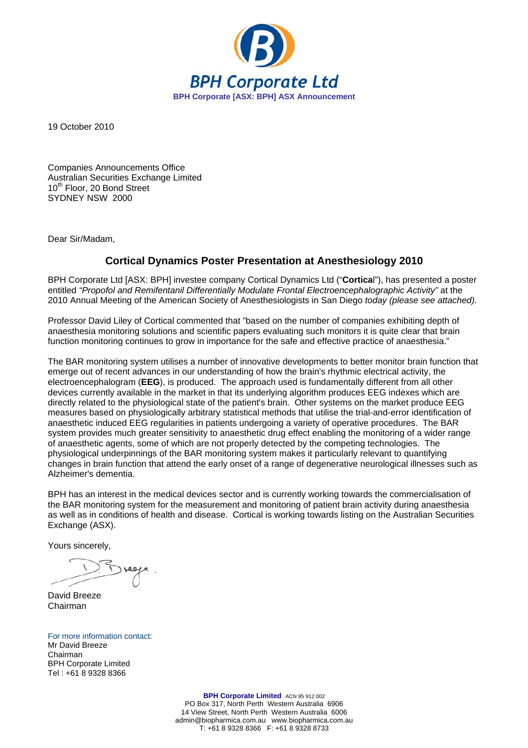**BPH Corporate Ltd**

**BPH Corporate [ASX: BPH] ASX Announcement**

19 October 2010

Companies Announcements Office
Australian Securities Exchange Limited
10th Floor, 20 Bond Street
SYDNEY NSW 2000

Dear Sir/Madam,

## Cortical Dynamics Poster Presentation at Anesthesiology 2010

BPH Corporate Ltd [ASX: BPH] investee company Cortical Dynamics Ltd ("**Cortica**l"), has presented a poster entitled *"Propofol and Remifentanil Differentially Modulate Frontal Electroencephalographic Activity"* at the 2010 Annual Meeting of the American Society of Anesthesiologists in San Diego *today (please see attached).*

Professor David Liley of Cortical commented that "based on the number of companies exhibiting depth of anaesthesia monitoring solutions and scientific papers evaluating such monitors it is quite clear that brain function monitoring continues to grow in importance for the safe and effective practice of anaesthesia."

The BAR monitoring system utilises a number of innovative developments to better monitor brain function that emerge out of recent advances in our understanding of how the brain's rhythmic electrical activity, the electroencephalogram (**EEG**), is produced. The approach used is fundamentally different from all other devices currently available in the market in that its underlying algorithm produces EEG indexes which are directly related to the physiological state of the patient's brain. Other systems on the market produce EEG measures based on physiologically arbitrary statistical methods that utilise the trial-and-error identification of anaesthetic induced EEG regularities in patients undergoing a variety of operative procedures. The BAR system provides much greater sensitivity to anaesthetic drug effect enabling the monitoring of a wider range of anaesthetic agents, some of which are not properly detected by the competing technologies. The physiological underpinnings of the BAR monitoring system makes it particularly relevant to quantifying changes in brain function that attend the early onset of a range of degenerative neurological illnesses such as Alzheimer's dementia.

BPH has an interest in the medical devices sector and is currently working towards the commercialisation of the BAR monitoring system for the measurement and monitoring of patient brain activity during anaesthesia as well as in conditions of health and disease. Cortical is working towards listing on the Australian Securities Exchange (ASX).

Yours sincerely,

David Breeze
Chairman

For more information contact:
Mr David Breeze
Chairman
BPH Corporate Limited
Tel : +61 8 9328 8366

**BPH Corporate Limited** ACN 95 912 002
PO Box 317, North Perth Western Australia 6906
14 View Street, North Perth Western Australia 6006
admin@biopharmica.com.au www.biopharmica.com.au
T: +61 8 9328 8366 F: +61 8 9328 8733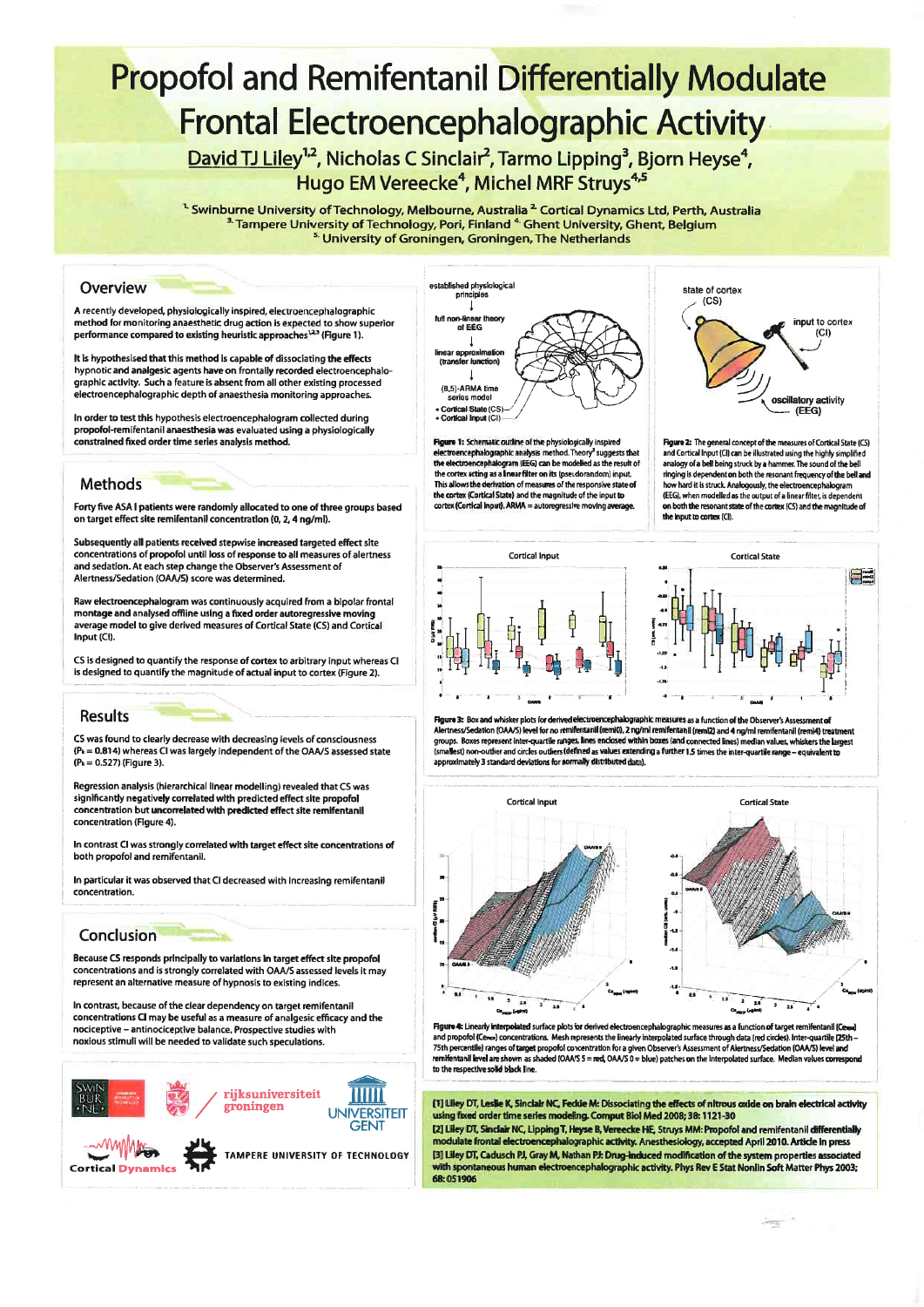# Propofol and Remifentanil Differentially Modulate Frontal Electroencephalographic Activity

David TJ Liley[1,2], Nicholas C Sinclair[2], Tarmo Lipping[3], Bjorn Heyse[4], Hugo EM Vereecke[4], Michel MRF Struys[4,5]

[1] Swinburne University of Technology, Melbourne, Australia [2] Cortical Dynamics Ltd, Perth, Australia
[3] Tampere University of Technology, Pori, Finland [4] Ghent University, Ghent, Belgium
[5] University of Groningen, Groningen, The Netherlands

## Overview

A recently developed, physiologically inspired, electroencephalographic method for monitoring anaesthetic drug action is expected to show superior performance compared to existing heuristic approaches[1,2,3] (Figure 1).

It is hypothesised that this method is capable of dissociating the effects hypnotic and analgesic agents have on frontally recorded electroencephalographic activity. Such a feature is absent from all other existing processed electroencephalographic depth of anaesthesia monitoring approaches.

In order to test this hypothesis electroencephalogram collected during propofol-remifentanil anaesthesia was evaluated using a physiologically constrained fixed order time series analysis method.

## Methods

Forty five ASA I patients were randomly allocated to one of three groups based on target effect site remifentanil concentration (0, 2, 4 ng/ml).

Subsequently all patients received stepwise increased targeted effect site concentrations of propofol until loss of response to all measures of alertness and sedation. At each step change the Observer's Assessment of Alertness/Sedation (OAA/S) score was determined.

Raw electroencephalogram was continuously acquired from a bipolar frontal montage and analysed offline using a fixed order autoregressive moving average model to give derived measures of Cortical State (CS) and Cortical Input (CI).

CS is designed to quantify the response of cortex to arbitrary input whereas CI is designed to quantify the magnitude of actual input to cortex (Figure 2).

## Results

CS was found to clearly decrease with decreasing levels of consciousness ($P_k$ = 0.814) whereas CI was largely independent of the OAA/S assessed state ($P_k$ = 0.527) (Figure 3).

Regression analysis (hierarchical linear modelling) revealed that CS was significantly negatively correlated with predicted effect site propofol concentration but uncorrelated with predicted effect site remifentanil concentration (Figure 4).

In contrast CI was strongly correlated with target effect site concentrations of both propofol and remifentanil.

In particular it was observed that CI decreased with increasing remifentanil concentration.

## Conclusion

Because CS responds principally to variations in target effect site propofol concentrations and is strongly correlated with OAA/S assessed levels it may represent an alternative measure of hypnosis to existing indices.

In contrast, because of the clear dependency on target remifentanil concentrations CI may be useful as a measure of analgesic efficacy and the nociceptive – antinociceptive balance. Prospective studies with noxious stimuli will be needed to validate such speculations.

established physiological principles
full non-linear theory of EEG
linear approximation (transfer function)
(8,5)-ARMA time series model
• Cortical State (CS)
• Cortical Input (CI)

**Figure 1:** Schematic outline of the physiologically inspired electroencephalographic analysis method. Theory[3] suggests that the electroencephalogram (EEG) can be modelled as the result of the cortex acting as a linear filter on its (pseudorandom) input. This allows the derivation of measures of the responsive state of the cortex (Cortical State) and the magnitude of the input to cortex (Cortical Input). ARMA = autoregressive moving average.

state of cortex (CS)
input to cortex (CI)
oscillatory activity (EEG)

**Figure 2:** The general concept of the measures of Cortical State (CS) and Cortical Input (CI) can be illustrated using the highly simplified analogy of a bell being struck by a hammer. The sound of the bell ringing is dependent on both the resonant frequency of the bell and how hard it is struck. Analogously, the electroencephalogram (EEG), when modelled as the output of a linear filter, is dependent on both the resonant state of the cortex (CS) and the magnitude of the input to cortex (CI).

Cortical Input
Cortical State
OAA/S

**Figure 3:** Box and whisker plots for derived electroencephalographic measures as a function of the Observer's Assessment of Alertness/Sedation (OAA/S) level for no remifentanil (remi0), 2 ng/ml remifentanil (remi2) and 4 ng/ml remifentanil (remi4) treatment groups. Boxes represent inter-quartile ranges, lines enclosed within boxes (and connected lines) median values, whiskers the largest (smallest) non-outlier and circles outliers (defined as values extending a further 1.5 times the inter-quartile range – equivalent to approximately 3 standard deviations for normally distributed data).

Cortical Input
Cortical State
OAA/S 5
OAA/S 0

**Figure 4:** Linearly interpolated surface plots for derived electroencephalographic measures as a function of target remifentanil ($C_{eREMI}$) and propofol ($C_{ePROP}$) concentrations. Mesh represents the linearly interpolated surface through data (red circles). Inter-quartile (25th – 75th percentile) ranges of target propofol concentration for a given Observer's Assessment of Alertness/Sedation (OAA/S) level and remifentanil level are shown as shaded (OAA/S 5 = red, OAA/S 0 = blue) patches on the interpolated surface. Median values correspond to the respective solid black line.

[1] Liley DT, Leslie K, Sinclair NC, Feckie M: Dissociating the effects of nitrous oxide on brain electrical activity using fixed order time series modeling. Comput Biol Med 2008; 38: 1121-30

[2] Liley DT, Sinclair NC, Lipping T, Heyse B, Vereecke HE, Struys MM: Propofol and remifentanil differentially modulate frontal electroencephalographic activity. Anesthesiology, accepted April 2010. Article in press

[3] Liley DT, Cadusch PJ, Gray M, Nathan PJ: Drug-induced modification of the system properties associated with spontaneous human electroencephalographic activity. Phys Rev E Stat Nonlin Soft Matter Phys 2003; 68: 051906

rijksuniversiteit groningen
UNIVERSITEIT GENT
Cortical Dynamics
TAMPERE UNIVERSITY OF TECHNOLOGY